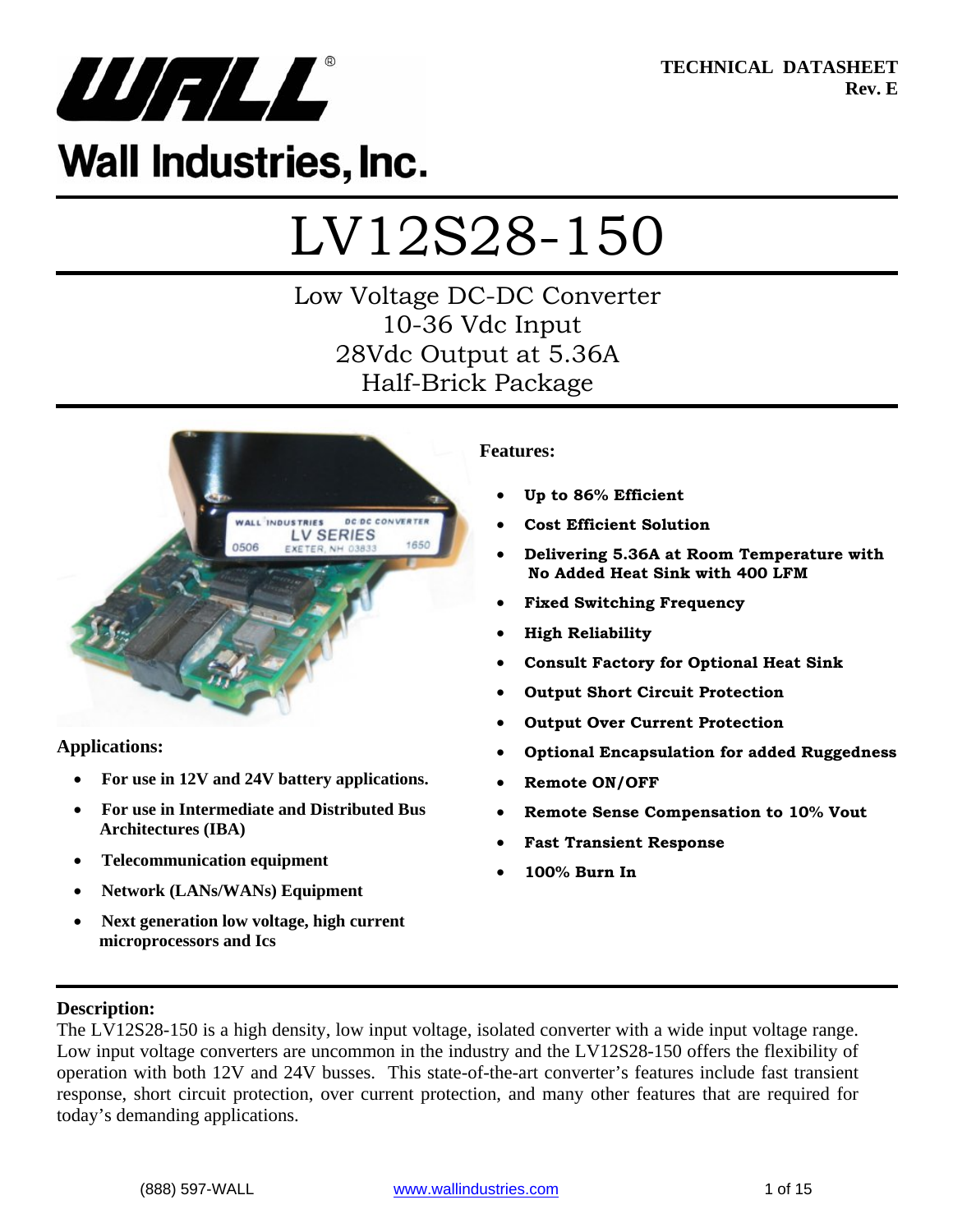**TECHNICAL DATASHEET**
**Rev. E**

Wall Industries, Inc.

# LV12S28-150

## Low Voltage DC-DC Converter
## 10-36 Vdc Input
## 28Vdc Output at 5.36A
## Half-Brick Package

**Features:**

- **Up to 86% Efficient**
- **Cost Efficient Solution**
- **Delivering 5.36A at Room Temperature with No Added Heat Sink with 400 LFM**
- **Fixed Switching Frequency**
- **High Reliability**
- **Consult Factory for Optional Heat Sink**
- **Output Short Circuit Protection**
- **Output Over Current Protection**
- **Optional Encapsulation for added Ruggedness**
- **Remote ON/OFF**
- **Remote Sense Compensation to 10% Vout**
- **Fast Transient Response**
- **100% Burn In**

**Applications:**

- **For use in 12V and 24V battery applications.**
- **For use in Intermediate and Distributed Bus Architectures (IBA)**
- **Telecommunication equipment**
- **Network (LANs/WANs) Equipment**
- **Next generation low voltage, high current microprocessors and Ics**

**Description:**

The LV12S28-150 is a high density, low input voltage, isolated converter with a wide input voltage range. Low input voltage converters are uncommon in the industry and the LV12S28-150 offers the flexibility of operation with both 12V and 24V busses. This state-of-the-art converter's features include fast transient response, short circuit protection, over current protection, and many other features that are required for today's demanding applications.

(888) 597-WALL www.wallindustries.com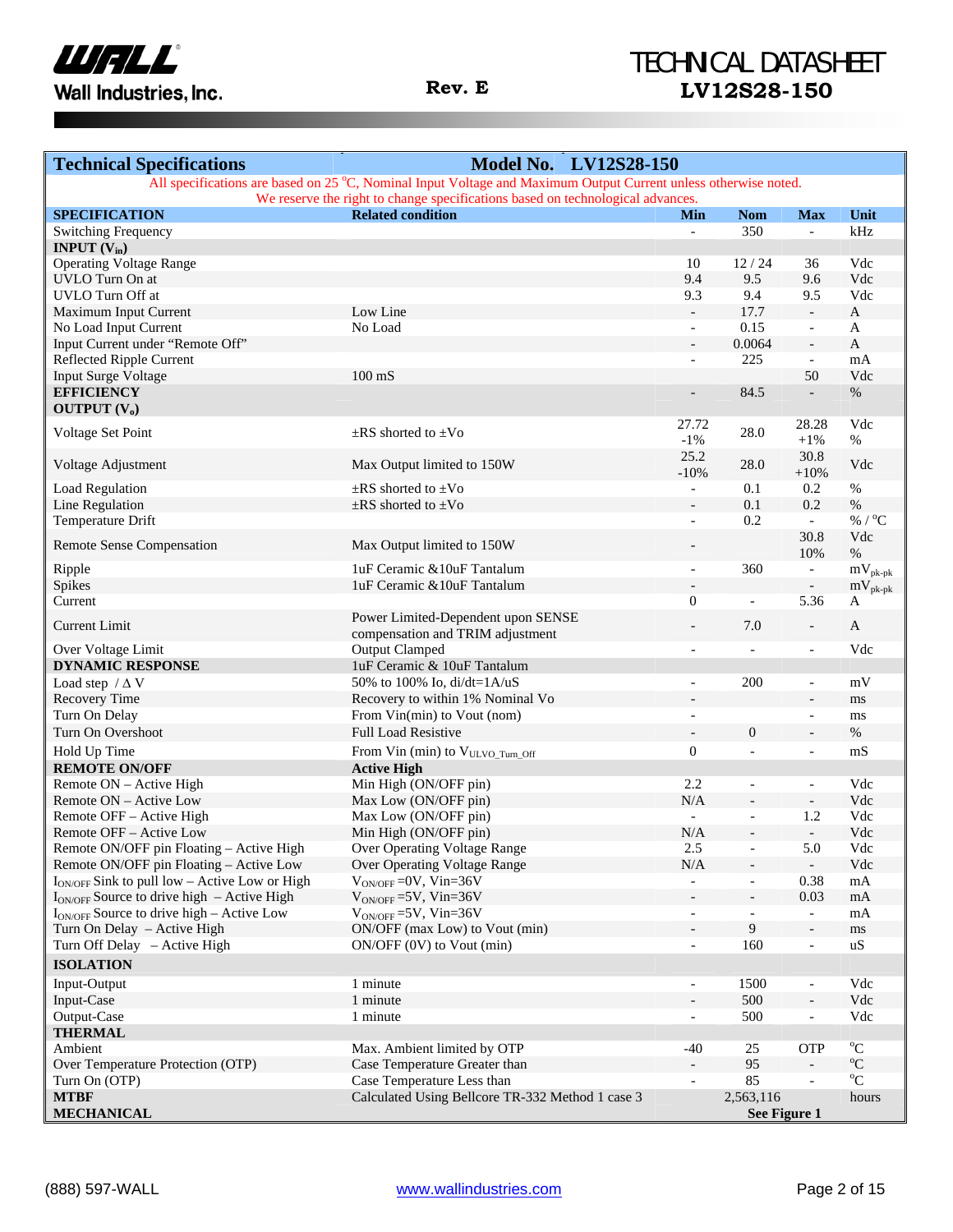| Technical Specifications | Model No. LV12S28-150 | | | | |
|---|---|---|---|---|---|
| All specifications are based on 25 °C, Nominal Input Voltage and Maximum Output Current unless otherwise noted. We reserve the right to change specifications based on technological advances. | | | | | |
| **SPECIFICATION** | **Related condition** | **Min** | **Nom** | **Max** | **Unit** |
| Switching Frequency | | - | 350 | - | kHz |
| **INPUT ($V_{in}$)** | | | | | |
| Operating Voltage Range | | 10 | 12 / 24 | 36 | Vdc |
| UVLO Turn On at | | 9.4 | 9.5 | 9.6 | Vdc |
| UVLO Turn Off at | | 9.3 | 9.4 | 9.5 | Vdc |
| Maximum Input Current | Low Line | - | 17.7 | - | A |
| No Load Input Current | No Load | - | 0.15 | - | A |
| Input Current under "Remote Off" | | - | 0.0064 | - | A |
| Reflected Ripple Current | | - | 225 | - | mA |
| Input Surge Voltage | 100 mS | | | 50 | Vdc |
| **EFFICIENCY** | | - | 84.5 | - | % |
| **OUTPUT ($V_o$)** | | | | | |
| Voltage Set Point | ±RS shorted to ±Vo | 27.72<br>-1% | 28.0 | 28.28<br>+1% | Vdc<br>% |
| Voltage Adjustment | Max Output limited to 150W | 25.2<br>-10% | 28.0 | 30.8<br>+10% | Vdc |
| Load Regulation | ±RS shorted to ±Vo | - | 0.1 | 0.2 | % |
| Line Regulation | ±RS shorted to ±Vo | - | 0.1 | 0.2 | % |
| Temperature Drift | | - | 0.2 | - | % / °C |
| Remote Sense Compensation | Max Output limited to 150W | - | | 30.8<br>10% | Vdc<br>% |
| Ripple | 1uF Ceramic &10uF Tantalum | - | 360 | - | $mV_{pk-pk}$ |
| Spikes | 1uF Ceramic &10uF Tantalum | - | | - | $mV_{pk-pk}$ |
| Current | | 0 | - | 5.36 | A |
| Current Limit | Power Limited-Dependent upon SENSE compensation and TRIM adjustment | - | 7.0 | - | A |
| Over Voltage Limit | Output Clamped | - | - | - | Vdc |
| **DYNAMIC RESPONSE** | 1uF Ceramic & 10uF Tantalum | | | | |
| Load step / Δ V | 50% to 100% Io, di/dt=1A/uS | - | 200 | - | mV |
| Recovery Time | Recovery to within 1% Nominal Vo | - | | - | ms |
| Turn On Delay | From Vin(min) to Vout (nom) | - | | - | ms |
| Turn On Overshoot | Full Load Resistive | - | 0 | - | % |
| Hold Up Time | From Vin (min) to $V_{ULVO\_Turn\_Off}$ | 0 | - | - | mS |
| **REMOTE ON/OFF** | **Active High** | | | | |
| Remote ON – Active High | Min High (ON/OFF pin) | 2.2 | - | - | Vdc |
| Remote ON – Active Low | Max Low (ON/OFF pin) | N/A | - | - | Vdc |
| Remote OFF – Active High | Max Low (ON/OFF pin) | - | - | 1.2 | Vdc |
| Remote OFF – Active Low | Min High (ON/OFF pin) | N/A | - | - | Vdc |
| Remote ON/OFF pin Floating – Active High | Over Operating Voltage Range | 2.5 | - | 5.0 | Vdc |
| Remote ON/OFF pin Floating – Active Low | Over Operating Voltage Range | N/A | - | - | Vdc |
| $I_{ON/OFF}$ Sink to pull low – Active Low or High | $V_{ON/OFF}$ =0V, Vin=36V | - | - | 0.38 | mA |
| $I_{ON/OFF}$ Source to drive high – Active High | $V_{ON/OFF}$ =5V, Vin=36V | - | - | 0.03 | mA |
| $I_{ON/OFF}$ Source to drive high – Active Low | $V_{ON/OFF}$ =5V, Vin=36V | - | - | - | mA |
| Turn On Delay – Active High | ON/OFF (max Low) to Vout (min) | - | 9 | - | ms |
| Turn Off Delay – Active High | ON/OFF (0V) to Vout (min) | - | 160 | - | uS |
| **ISOLATION** | | | | | |
| Input-Output | 1 minute | - | 1500 | - | Vdc |
| Input-Case | 1 minute | - | 500 | - | Vdc |
| Output-Case | 1 minute | - | 500 | - | Vdc |
| **THERMAL** | | | | | |
| Ambient | Max. Ambient limited by OTP | -40 | 25 | OTP | °C |
| Over Temperature Protection (OTP) | Case Temperature Greater than | - | 95 | - | °C |
| Turn On (OTP) | Case Temperature Less than | - | 85 | - | °C |
| **MTBF** | Calculated Using Bellcore TR-332 Method 1 case 3 | | 2,563,116 | | hours |
| **MECHANICAL** | | | **See Figure 1** | | |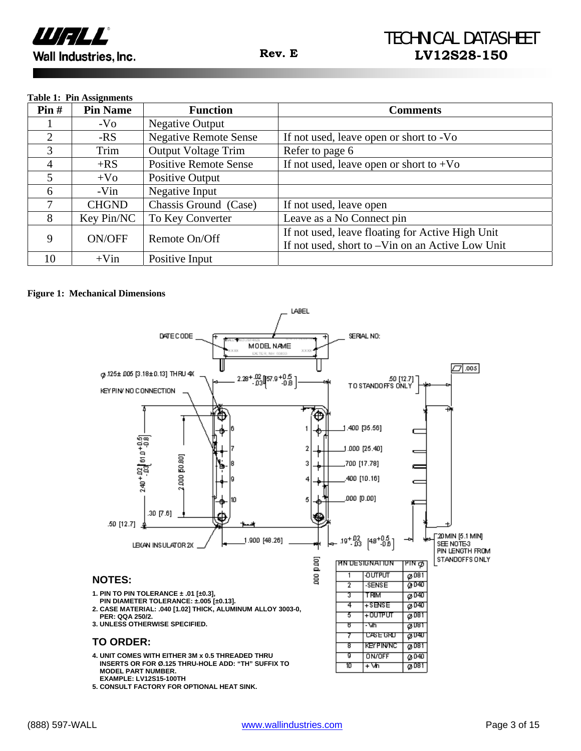**Table 1: Pin Assignments**

| Pin # | Pin Name | Function | Comments |
|---|---|---|---|
| 1 | -Vo | Negative Output | |
| 2 | -RS | Negative Remote Sense | If not used, leave open or short to -Vo |
| 3 | Trim | Output Voltage Trim | Refer to page 6 |
| 4 | +RS | Positive Remote Sense | If not used, leave open or short to +Vo |
| 5 | +Vo | Positive Output | |
| 6 | -Vin | Negative Input | |
| 7 | CHGND | Chassis Ground (Case) | If not used, leave open |
| 8 | Key Pin/NC | To Key Converter | Leave as a No Connect pin |
| 9 | ON/OFF | Remote On/Off | If not used, leave floating for Active High Unit<br>If not used, short to –Vin on an Active Low Unit |
| 10 | +Vin | Positive Input | |

**Figure 1: Mechanical Dimensions**

| PIN DESIGNATION | | PIN Ø |
|---|---|---|
| 1 | -OUTPUT | Ø.081 |
| 2 | -SENSE | Ø.040 |
| 3 | TRIM | Ø.040 |
| 4 | +SENSE | Ø.040 |
| 5 | +OUTPUT | Ø.081 |
| 6 | -Vin | Ø.081 |
| 7 | CASE GRD | Ø.040 |
| 8 | KEY PIN/NC | Ø.081 |
| 9 | ON/OFF | Ø.040 |
| 10 | +Vin | Ø.081 |

**NOTES:**

1. PIN TO PIN TOLERANCE ± .01 [±0.3], PIN DIAMETER TOLERANCE: ±.005 [±0.13].
2. CASE MATERIAL: .040 [1.02] THICK, ALUMINUM ALLOY 3003-0, PER: QQA 250/2.
3. UNLESS OTHERWISE SPECIFIED.

**TO ORDER:**

4. UNIT COMES WITH EITHER 3M x 0.5 THREADED THRU INSERTS OR FOR Ø.125 THRU-HOLE ADD: "TH" SUFFIX TO MODEL PART NUMBER. EXAMPLE: LV12S15-100TH
5. CONSULT FACTORY FOR OPTIONAL HEAT SINK.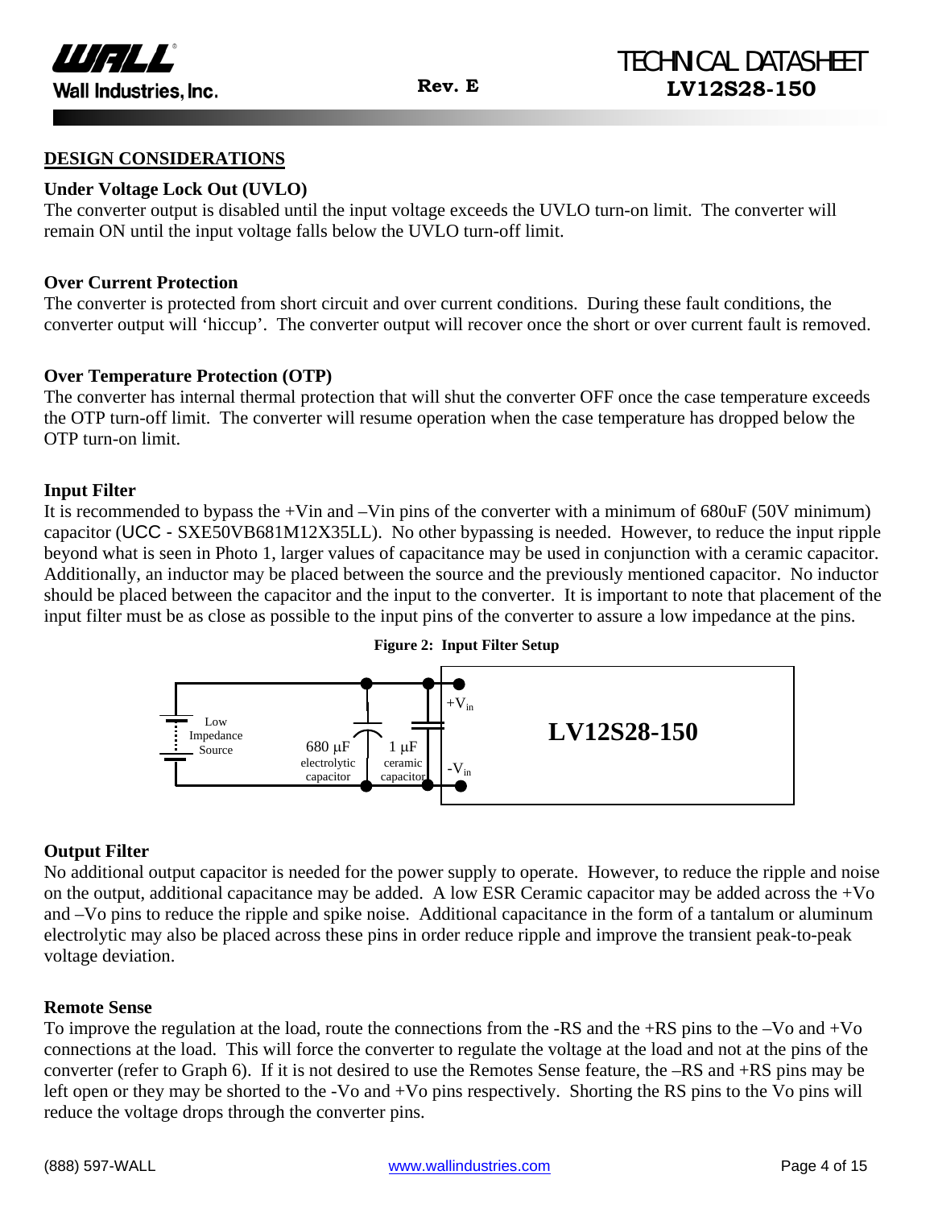## DESIGN CONSIDERATIONS

### Under Voltage Lock Out (UVLO)

The converter output is disabled until the input voltage exceeds the UVLO turn-on limit. The converter will remain ON until the input voltage falls below the UVLO turn-off limit.

### Over Current Protection

The converter is protected from short circuit and over current conditions. During these fault conditions, the converter output will 'hiccup'. The converter output will recover once the short or over current fault is removed.

### Over Temperature Protection (OTP)

The converter has internal thermal protection that will shut the converter OFF once the case temperature exceeds the OTP turn-off limit. The converter will resume operation when the case temperature has dropped below the OTP turn-on limit.

### Input Filter

It is recommended to bypass the +Vin and –Vin pins of the converter with a minimum of 680uF (50V minimum) capacitor (UCC - SXE50VB681M12X35LL). No other bypassing is needed. However, to reduce the input ripple beyond what is seen in Photo 1, larger values of capacitance may be used in conjunction with a ceramic capacitor. Additionally, an inductor may be placed between the source and the previously mentioned capacitor. No inductor should be placed between the capacitor and the input to the converter. It is important to note that placement of the input filter must be as close as possible to the input pins of the converter to assure a low impedance at the pins.

**Figure 2: Input Filter Setup**

Low Impedance Source — 680 µF electrolytic capacitor — 1 µF ceramic capacitor — $+V_{in}$ / $-V_{in}$ — LV12S28-150

### Output Filter

No additional output capacitor is needed for the power supply to operate. However, to reduce the ripple and noise on the output, additional capacitance may be added. A low ESR Ceramic capacitor may be added across the +Vo and –Vo pins to reduce the ripple and spike noise. Additional capacitance in the form of a tantalum or aluminum electrolytic may also be placed across these pins in order reduce ripple and improve the transient peak-to-peak voltage deviation.

### Remote Sense

To improve the regulation at the load, route the connections from the -RS and the +RS pins to the –Vo and +Vo connections at the load. This will force the converter to regulate the voltage at the load and not at the pins of the converter (refer to Graph 6). If it is not desired to use the Remotes Sense feature, the –RS and +RS pins may be left open or they may be shorted to the -Vo and +Vo pins respectively. Shorting the RS pins to the Vo pins will reduce the voltage drops through the converter pins.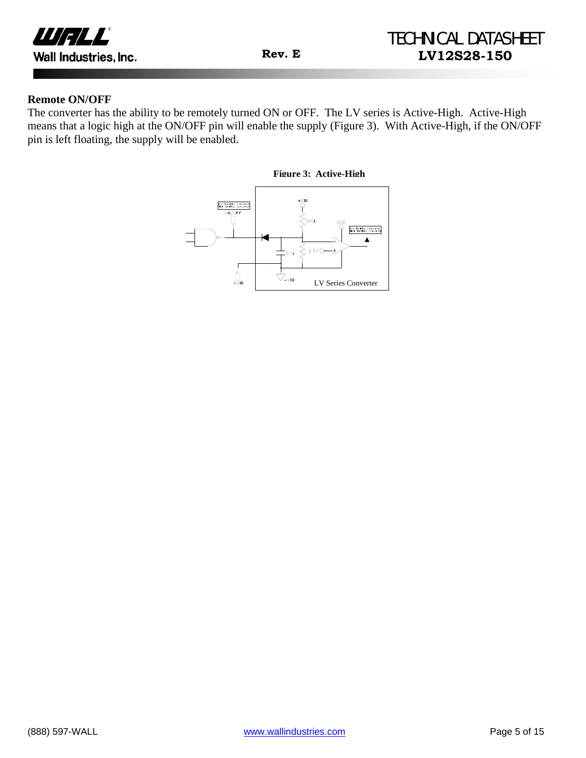### Remote ON/OFF

The converter has the ability to be remotely turned ON or OFF. The LV series is Active-High. Active-High means that a logic high at the ON/OFF pin will enable the supply (Figure 3). With Active-High, if the ON/OFF pin is left floating, the supply will be enabled.

**Figure 3: Active-High**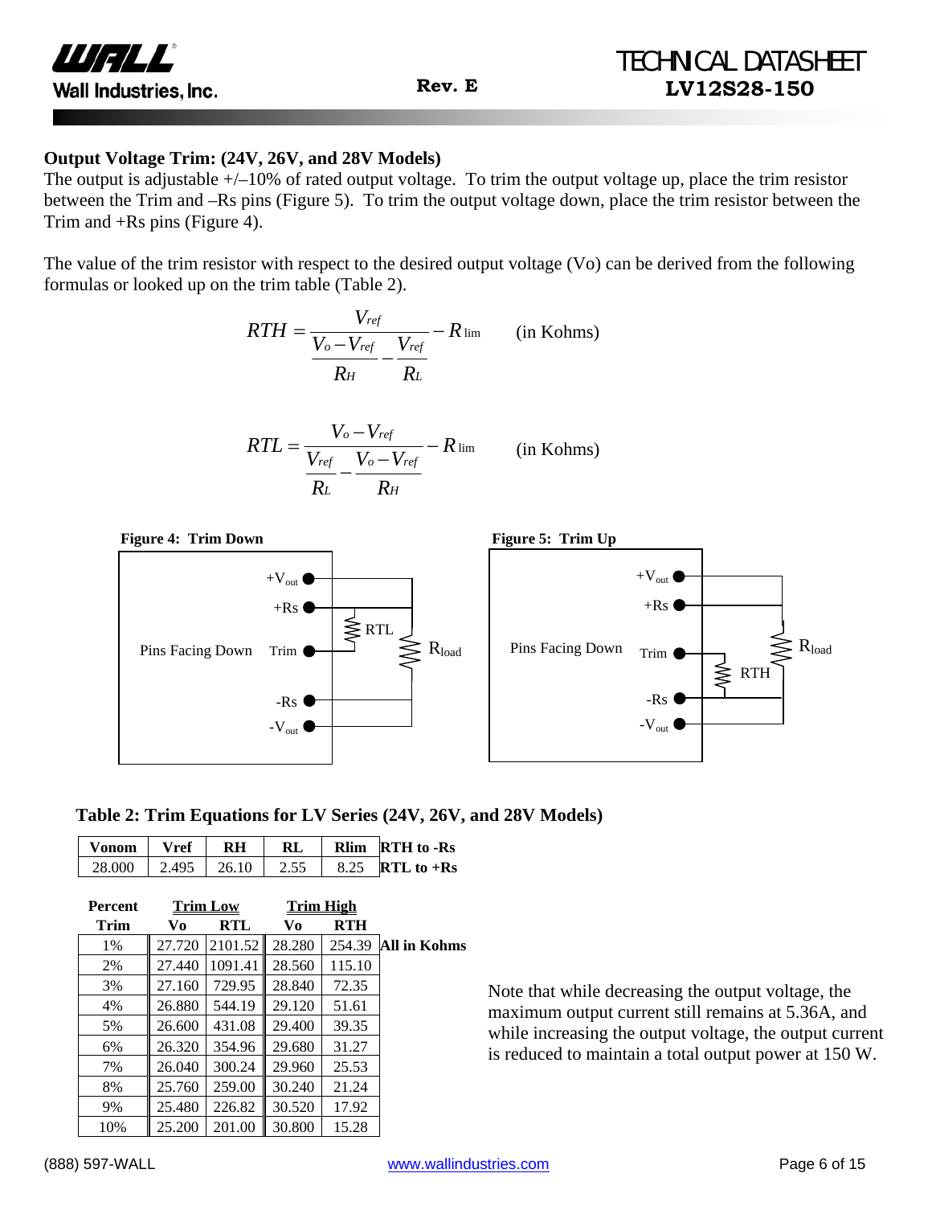### Output Voltage Trim: (24V, 26V, and 28V Models)

The output is adjustable +/–10% of rated output voltage. To trim the output voltage up, place the trim resistor between the Trim and –Rs pins (Figure 5). To trim the output voltage down, place the trim resistor between the Trim and +Rs pins (Figure 4).

The value of the trim resistor with respect to the desired output voltage (Vo) can be derived from the following formulas or looked up on the trim table (Table 2).

$$RTH = \frac{V_{ref}}{\frac{V_o - V_{ref}}{R_H} - \frac{V_{ref}}{R_L}} - R_{\lim} \qquad \text{(in Kohms)}$$

$$RTL = \frac{V_o - V_{ref}}{\frac{V_{ref}}{R_L} - \frac{V_o - V_{ref}}{R_H}} - R_{\lim} \qquad \text{(in Kohms)}$$

**Figure 4: Trim Down**

Pins Facing Down: $+V_{out}$, +Rs, Trim, -Rs, $-V_{out}$; RTL; $R_{load}$

**Figure 5: Trim Up**

Pins Facing Down: $+V_{out}$, +Rs, Trim, -Rs, $-V_{out}$; RTH; $R_{load}$

**Table 2: Trim Equations for LV Series (24V, 26V, and 28V Models)**

| Vonom | Vref | RH | RL | Rlim | |
|---|---|---|---|---|---|
| 28.000 | 2.495 | 26.10 | 2.55 | 8.25 | **RTH to -Rs** / **RTL to +Rs** |

| Percent Trim | Trim Low Vo | Trim Low RTL | Trim High Vo | Trim High RTH |
|---|---|---|---|---|
| 1% | 27.720 | 2101.52 | 28.280 | 254.39 |
| 2% | 27.440 | 1091.41 | 28.560 | 115.10 |
| 3% | 27.160 | 729.95 | 28.840 | 72.35 |
| 4% | 26.880 | 544.19 | 29.120 | 51.61 |
| 5% | 26.600 | 431.08 | 29.400 | 39.35 |
| 6% | 26.320 | 354.96 | 29.680 | 31.27 |
| 7% | 26.040 | 300.24 | 29.960 | 25.53 |
| 8% | 25.760 | 259.00 | 30.240 | 21.24 |
| 9% | 25.480 | 226.82 | 30.520 | 17.92 |
| 10% | 25.200 | 201.00 | 30.800 | 15.28 |

**All in Kohms**

Note that while decreasing the output voltage, the maximum output current still remains at 5.36A, and while increasing the output voltage, the output current is reduced to maintain a total output power at 150 W.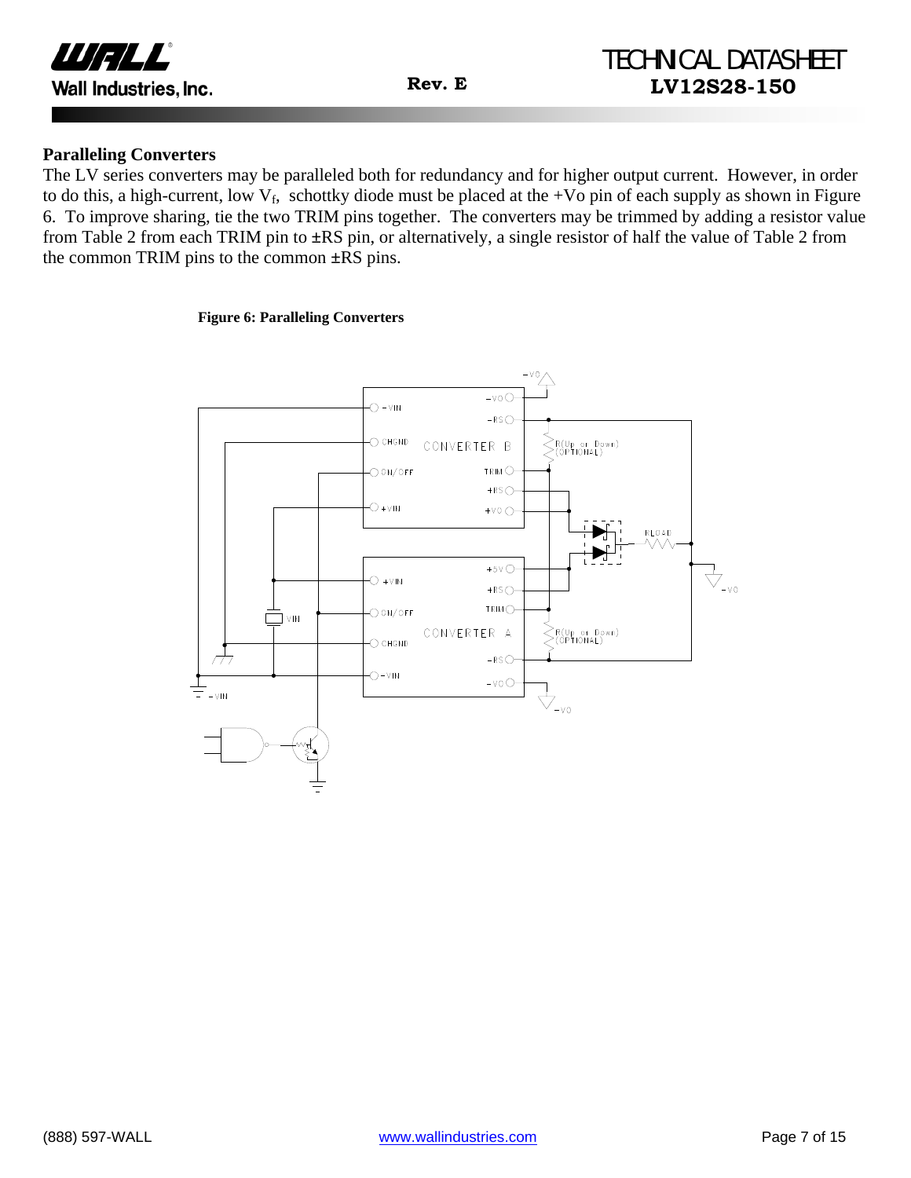## Paralleling Converters

The LV series converters may be paralleled both for redundancy and for higher output current. However, in order to do this, a high-current, low $V_f$, schottky diode must be placed at the +Vo pin of each supply as shown in Figure 6. To improve sharing, tie the two TRIM pins together. The converters may be trimmed by adding a resistor value from Table 2 from each TRIM pin to ±RS pin, or alternatively, a single resistor of half the value of Table 2 from the common TRIM pins to the common ±RS pins.

**Figure 6: Paralleling Converters**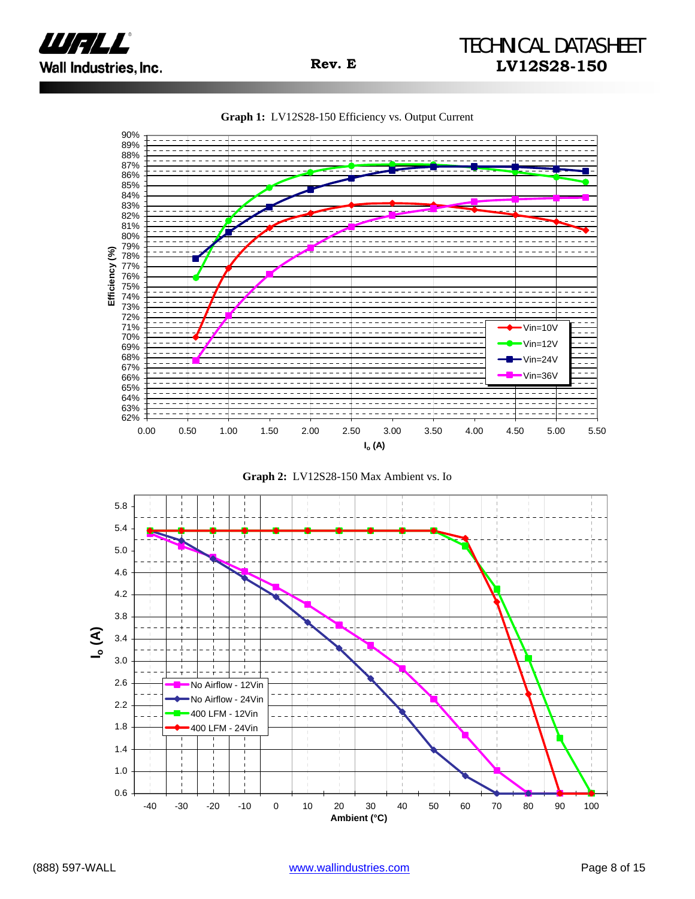**Graph 1:** LV12S28-150 Efficiency vs. Output Current

**Graph 2:** LV12S28-150 Max Ambient vs. Io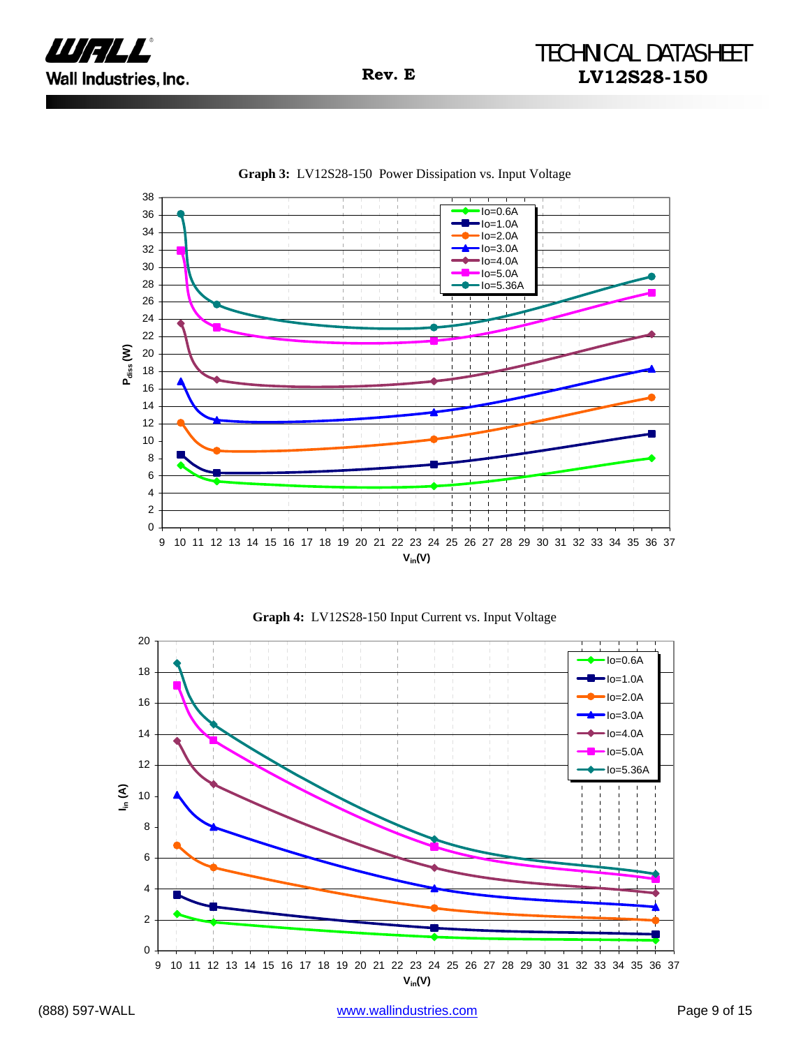**Graph 3:** LV12S28-150 Power Dissipation vs. Input Voltage

**Graph 4:** LV12S28-150 Input Current vs. Input Voltage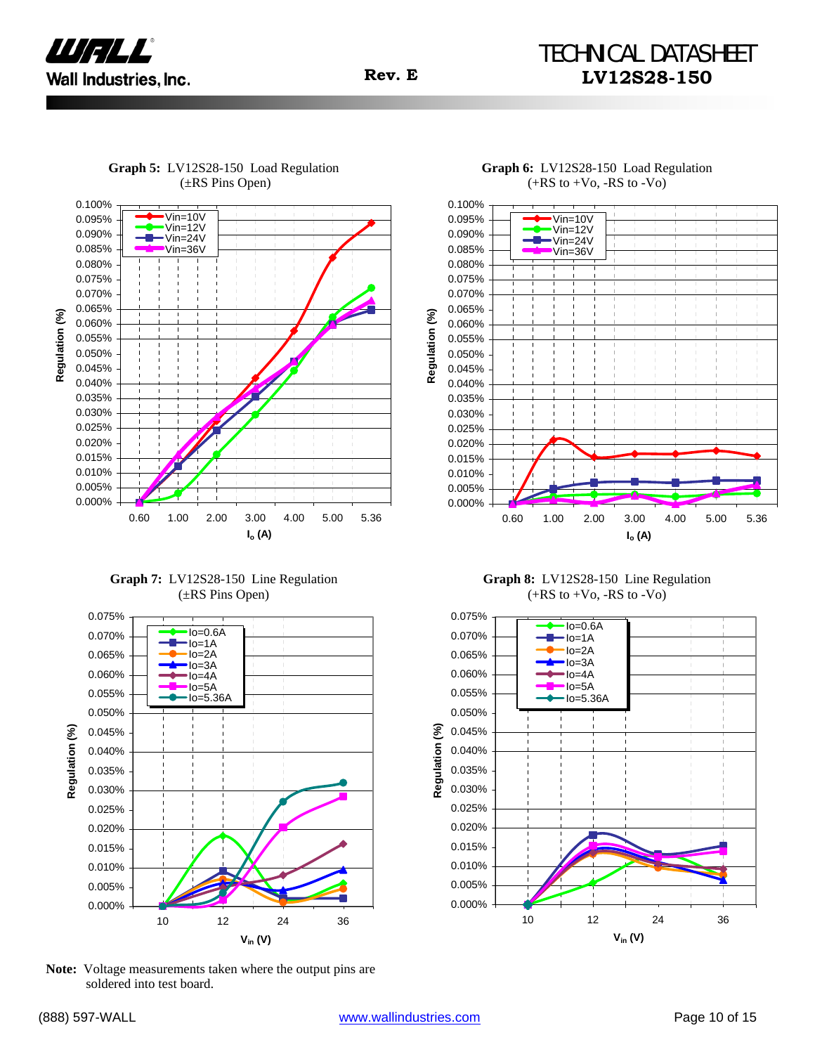**Graph 5:** LV12S28-150 Load Regulation (±RS Pins Open)

**Graph 6:** LV12S28-150 Load Regulation (+RS to +Vo, -RS to -Vo)

**Graph 7:** LV12S28-150 Line Regulation (±RS Pins Open)

**Graph 8:** LV12S28-150 Line Regulation (+RS to +Vo, -RS to -Vo)

**Note:** Voltage measurements taken where the output pins are soldered into test board.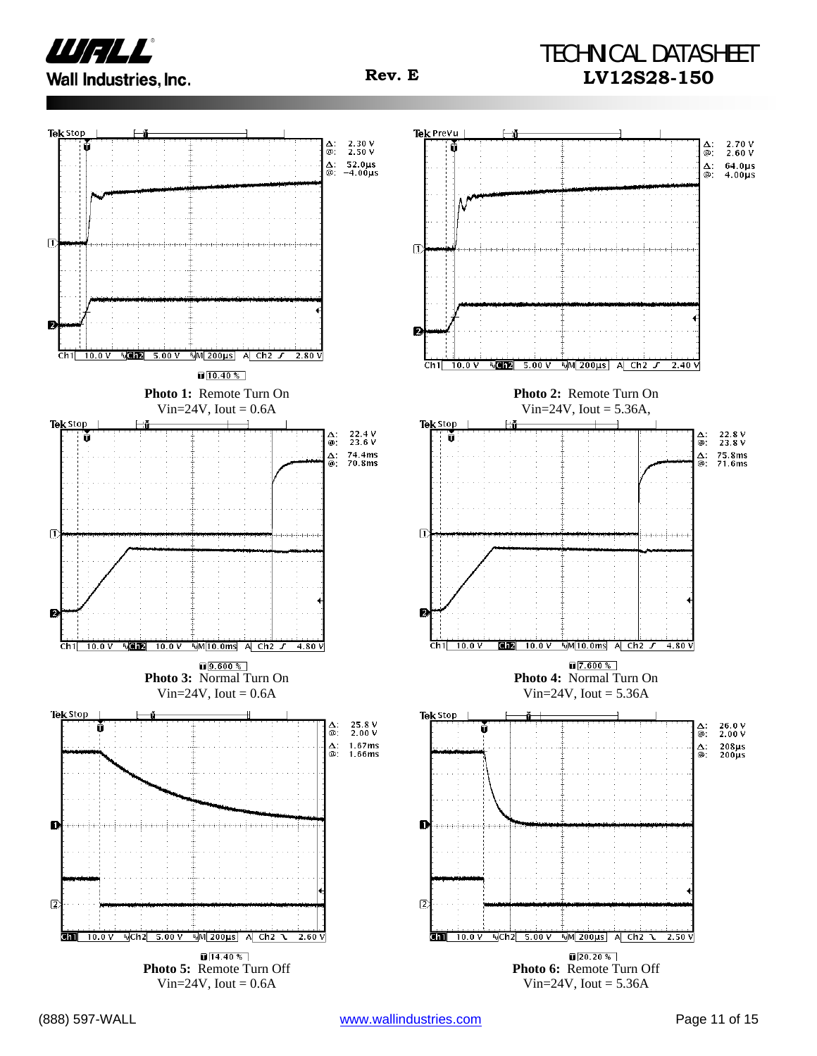**Photo 1:** Remote Turn On
Vin=24V, Iout = 0.6A

**Photo 2:** Remote Turn On
Vin=24V, Iout = 5.36A,

**Photo 3:** Normal Turn On
Vin=24V, Iout = 0.6A

**Photo 4:** Normal Turn On
Vin=24V, Iout = 5.36A

**Photo 5:** Remote Turn Off
Vin=24V, Iout = 0.6A

**Photo 6:** Remote Turn Off
Vin=24V, Iout = 5.36A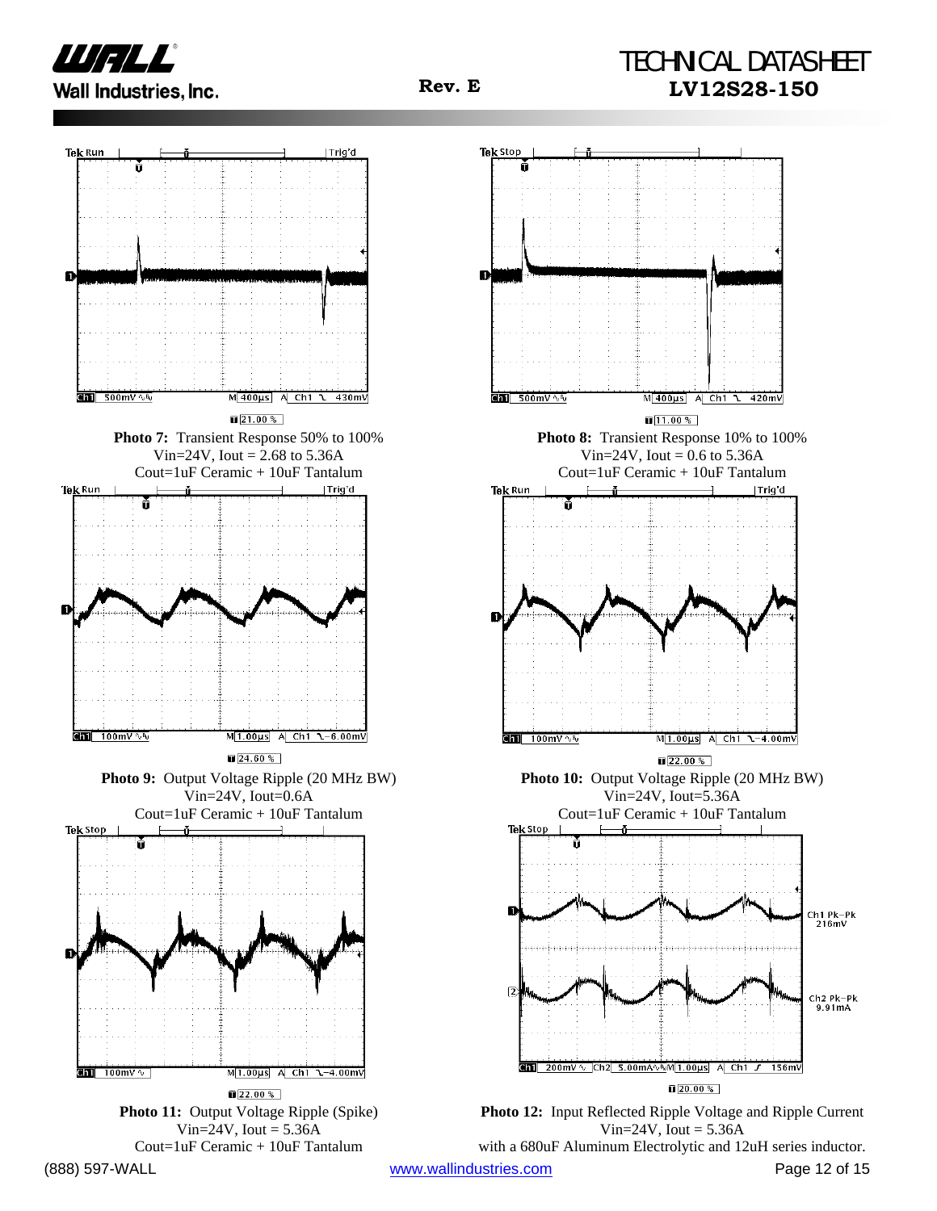**Photo 7:** Transient Response 50% to 100%
Vin=24V, Iout = 2.68 to 5.36A
Cout=1uF Ceramic + 10uF Tantalum

**Photo 8:** Transient Response 10% to 100%
Vin=24V, Iout = 0.6 to 5.36A
Cout=1uF Ceramic + 10uF Tantalum

**Photo 9:** Output Voltage Ripple (20 MHz BW)
Vin=24V, Iout=0.6A
Cout=1uF Ceramic + 10uF Tantalum

**Photo 10:** Output Voltage Ripple (20 MHz BW)
Vin=24V, Iout=5.36A
Cout=1uF Ceramic + 10uF Tantalum

**Photo 11:** Output Voltage Ripple (Spike)
Vin=24V, Iout = 5.36A
Cout=1uF Ceramic + 10uF Tantalum

**Photo 12:** Input Reflected Ripple Voltage and Ripple Current
Vin=24V, Iout = 5.36A
with a 680uF Aluminum Electrolytic and 12uH series inductor.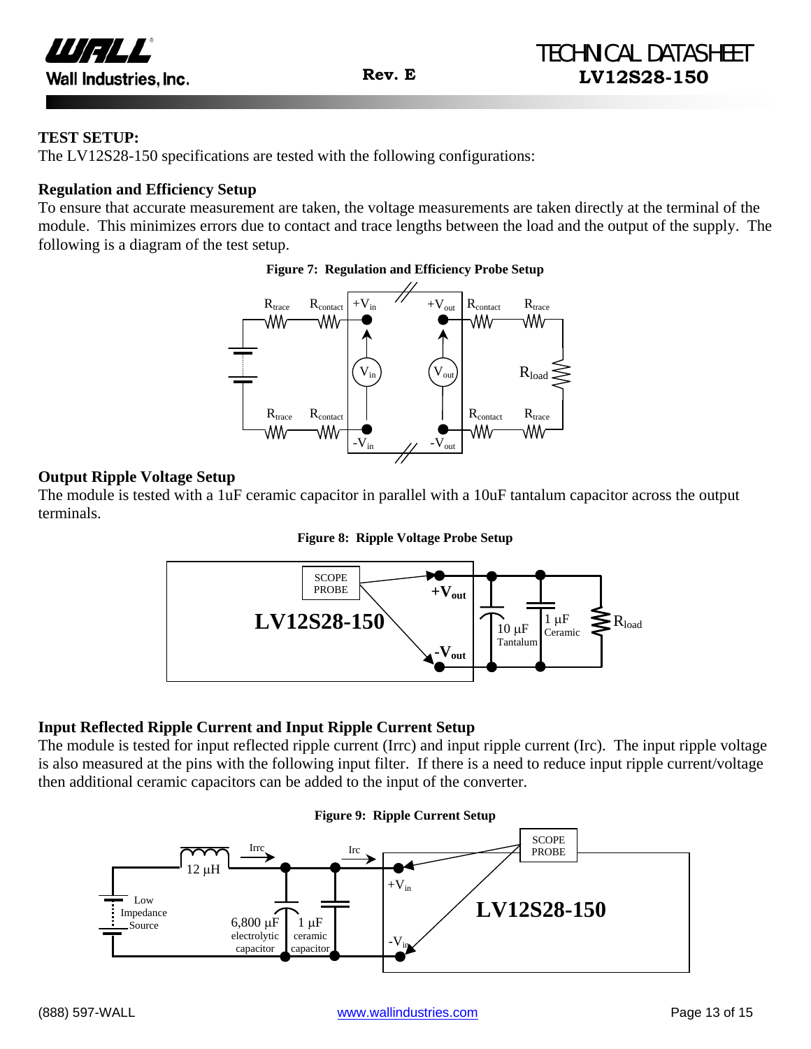## TEST SETUP:

The LV12S28-150 specifications are tested with the following configurations:

### Regulation and Efficiency Setup

To ensure that accurate measurement are taken, the voltage measurements are taken directly at the terminal of the module. This minimizes errors due to contact and trace lengths between the load and the output of the supply. The following is a diagram of the test setup.

**Figure 7: Regulation and Efficiency Probe Setup**

### Output Ripple Voltage Setup

The module is tested with a 1uF ceramic capacitor in parallel with a 10uF tantalum capacitor across the output terminals.

**Figure 8: Ripple Voltage Probe Setup**

### Input Reflected Ripple Current and Input Ripple Current Setup

The module is tested for input reflected ripple current (Irrc) and input ripple current (Irc). The input ripple voltage is also measured at the pins with the following input filter. If there is a need to reduce input ripple current/voltage then additional ceramic capacitors can be added to the input of the converter.

**Figure 9: Ripple Current Setup**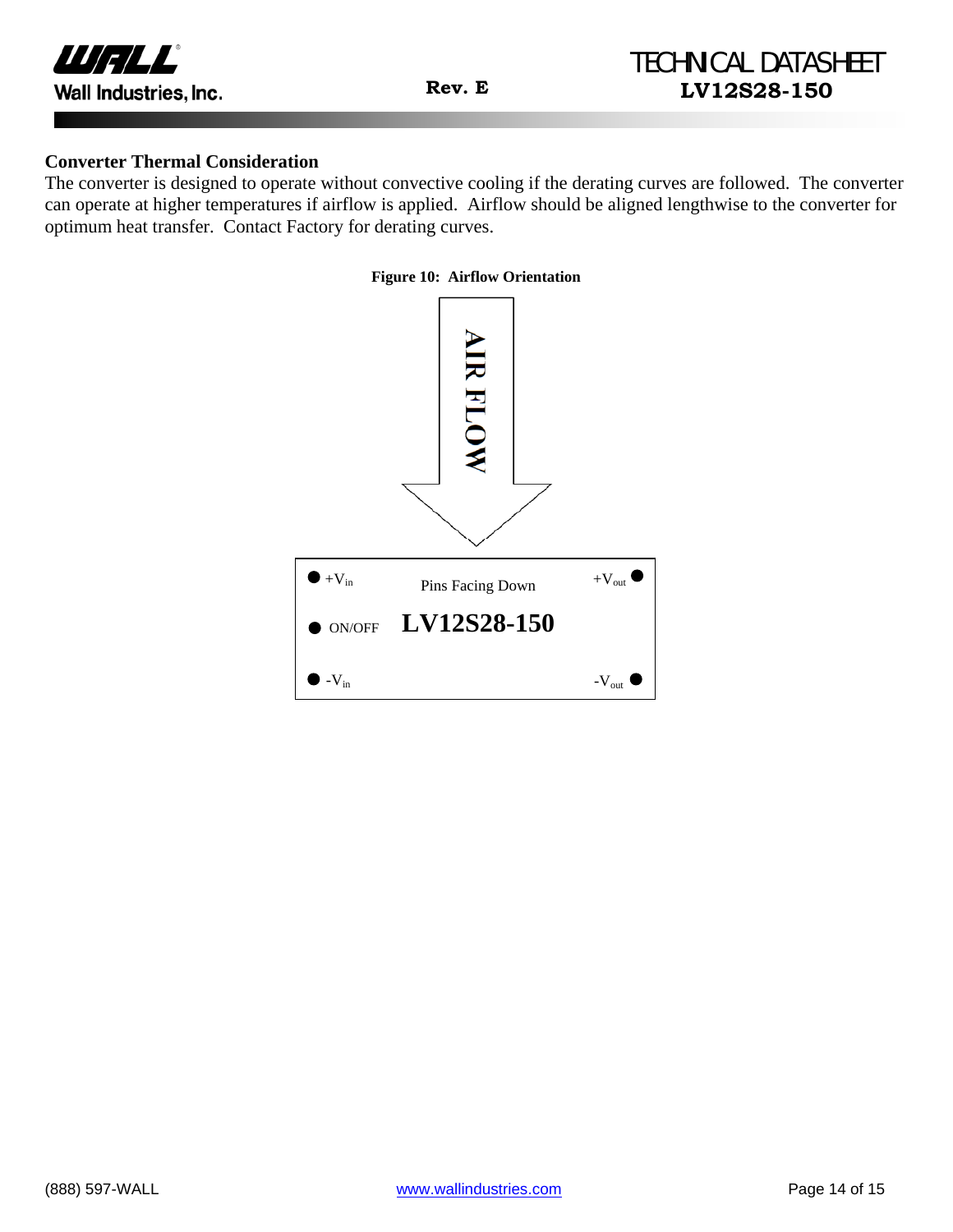## Converter Thermal Consideration

The converter is designed to operate without convective cooling if the derating curves are followed. The converter can operate at higher temperatures if airflow is applied. Airflow should be aligned lengthwise to the converter for optimum heat transfer. Contact Factory for derating curves.

**Figure 10: Airflow Orientation**

AIR FLOW

$+V_{in}$ Pins Facing Down $+V_{out}$

ON/OFF **LV12S28-150**

$-V_{in}$ $-V_{out}$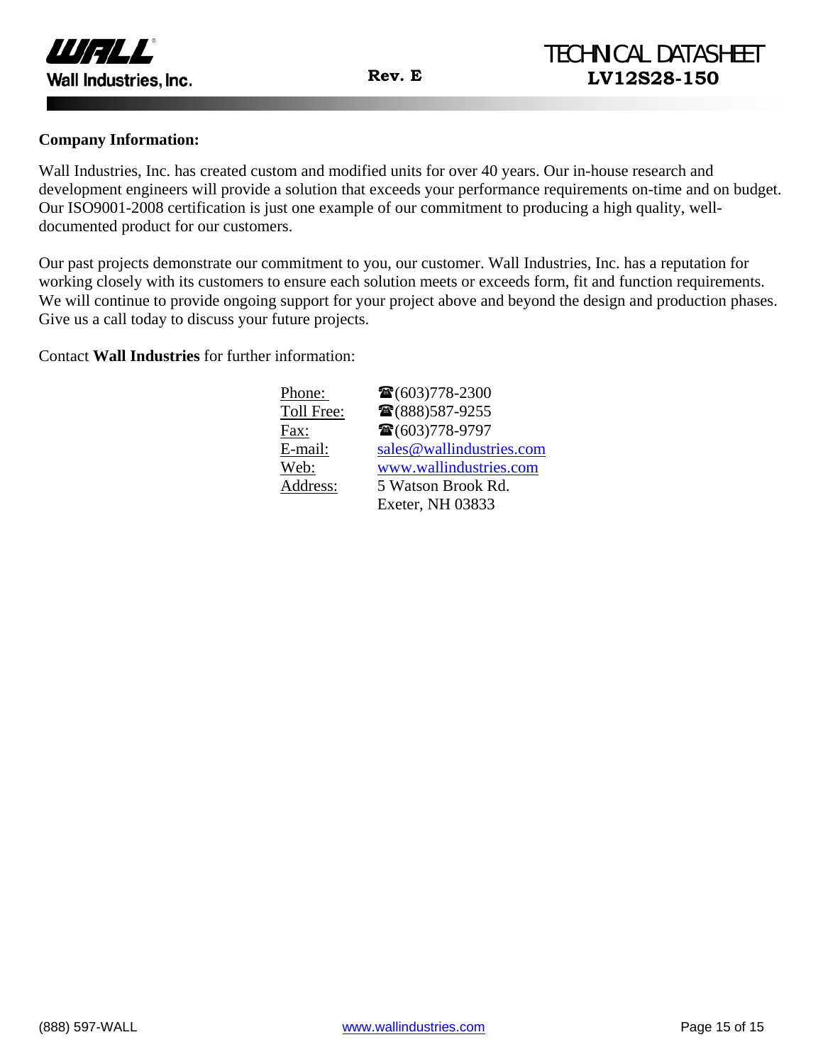**Company Information:**

Wall Industries, Inc. has created custom and modified units for over 40 years. Our in-house research and development engineers will provide a solution that exceeds your performance requirements on-time and on budget. Our ISO9001-2008 certification is just one example of our commitment to producing a high quality, well-documented product for our customers.

Our past projects demonstrate our commitment to you, our customer. Wall Industries, Inc. has a reputation for working closely with its customers to ensure each solution meets or exceeds form, fit and function requirements. We will continue to provide ongoing support for your project above and beyond the design and production phases. Give us a call today to discuss your future projects.

Contact **Wall Industries** for further information:

| | |
|---|---|
| Phone: | ☎(603)778-2300 |
| Toll Free: | ☎(888)587-9255 |
| Fax: | ☎(603)778-9797 |
| E-mail: | sales@wallindustries.com |
| Web: | www.wallindustries.com |
| Address: | 5 Watson Brook Rd.<br>Exeter, NH 03833 |